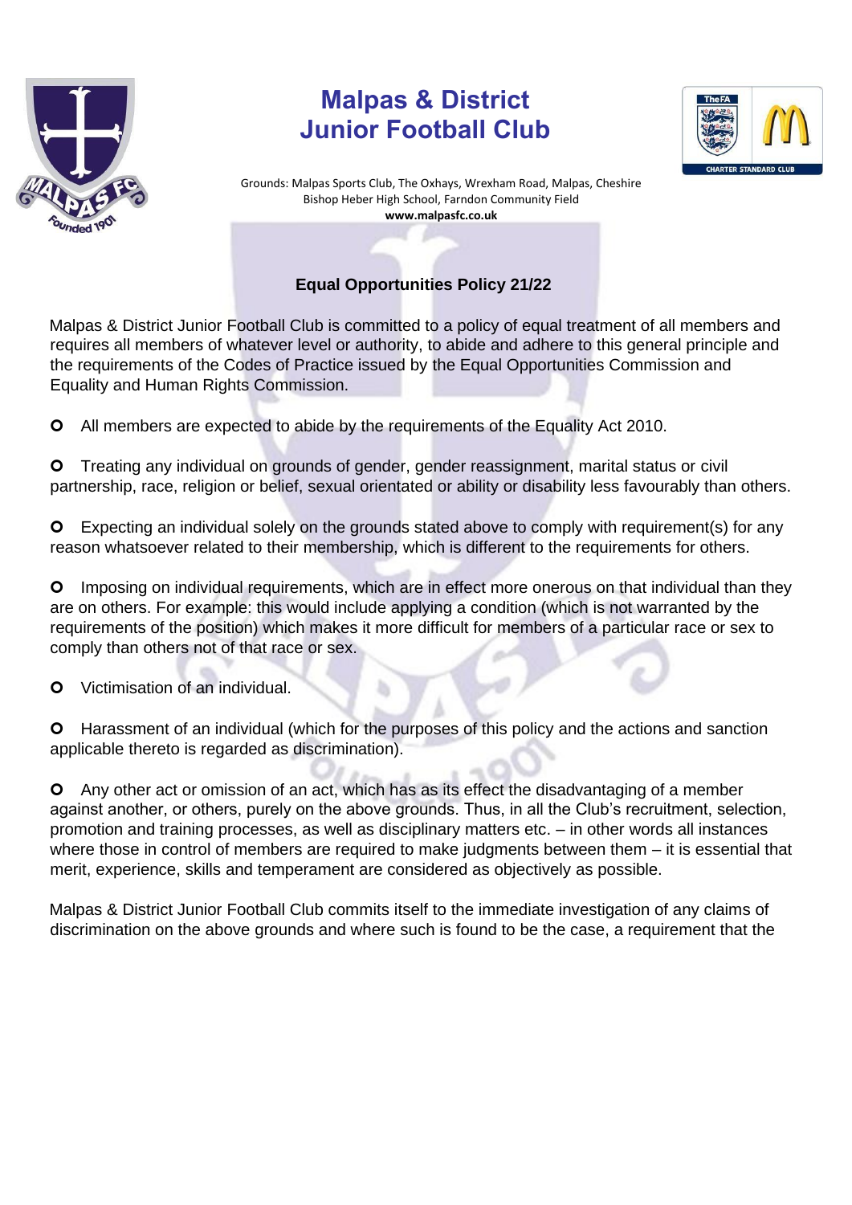# Malpas & District Junior Football Club

Grounds: Malpas Sports Club, The Oxhays, Wrexham Road, Malpas, Cheshire
Bishop Heber High School, Farndon Community Field
**www.malpasfc.co.uk**

## Equal Opportunities Policy 21/22

Malpas & District Junior Football Club is committed to a policy of equal treatment of all members and requires all members of whatever level or authority, to abide and adhere to this general principle and the requirements of the Codes of Practice issued by the Equal Opportunities Commission and Equality and Human Rights Commission.

- All members are expected to abide by the requirements of the Equality Act 2010.

- Treating any individual on grounds of gender, gender reassignment, marital status or civil partnership, race, religion or belief, sexual orientated or ability or disability less favourably than others.

- Expecting an individual solely on the grounds stated above to comply with requirement(s) for any reason whatsoever related to their membership, which is different to the requirements for others.

- Imposing on individual requirements, which are in effect more onerous on that individual than they are on others. For example: this would include applying a condition (which is not warranted by the requirements of the position) which makes it more difficult for members of a particular race or sex to comply than others not of that race or sex.

- Victimisation of an individual.

- Harassment of an individual (which for the purposes of this policy and the actions and sanction applicable thereto is regarded as discrimination).

- Any other act or omission of an act, which has as its effect the disadvantaging of a member against another, or others, purely on the above grounds. Thus, in all the Club's recruitment, selection, promotion and training processes, as well as disciplinary matters etc. – in other words all instances where those in control of members are required to make judgments between them – it is essential that merit, experience, skills and temperament are considered as objectively as possible.

Malpas & District Junior Football Club commits itself to the immediate investigation of any claims of discrimination on the above grounds and where such is found to be the case, a requirement that the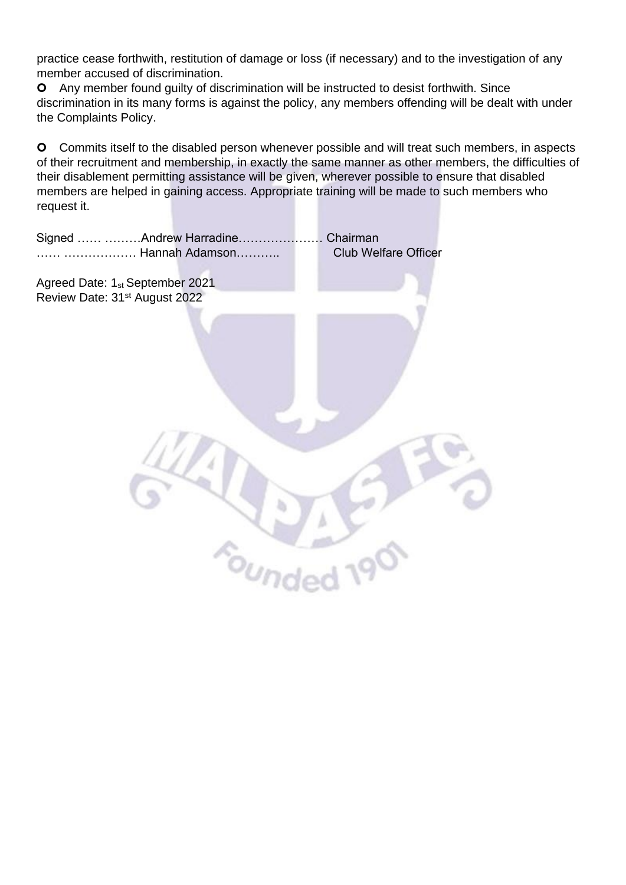practice cease forthwith, restitution of damage or loss (if necessary) and to the investigation of any member accused of discrimination.

- Any member found guilty of discrimination will be instructed to desist forthwith. Since discrimination in its many forms is against the policy, any members offending will be dealt with under the Complaints Policy.

- Commits itself to the disabled person whenever possible and will treat such members, in aspects of their recruitment and membership, in exactly the same manner as other members, the difficulties of their disablement permitting assistance will be given, wherever possible to ensure that disabled members are helped in gaining access. Appropriate training will be made to such members who request it.

Signed …… ………Andrew Harradine………………… Chairman
…… ……………… Hannah Adamson……….. Club Welfare Officer

Agreed Date: 1st September 2021
Review Date: 31st August 2022